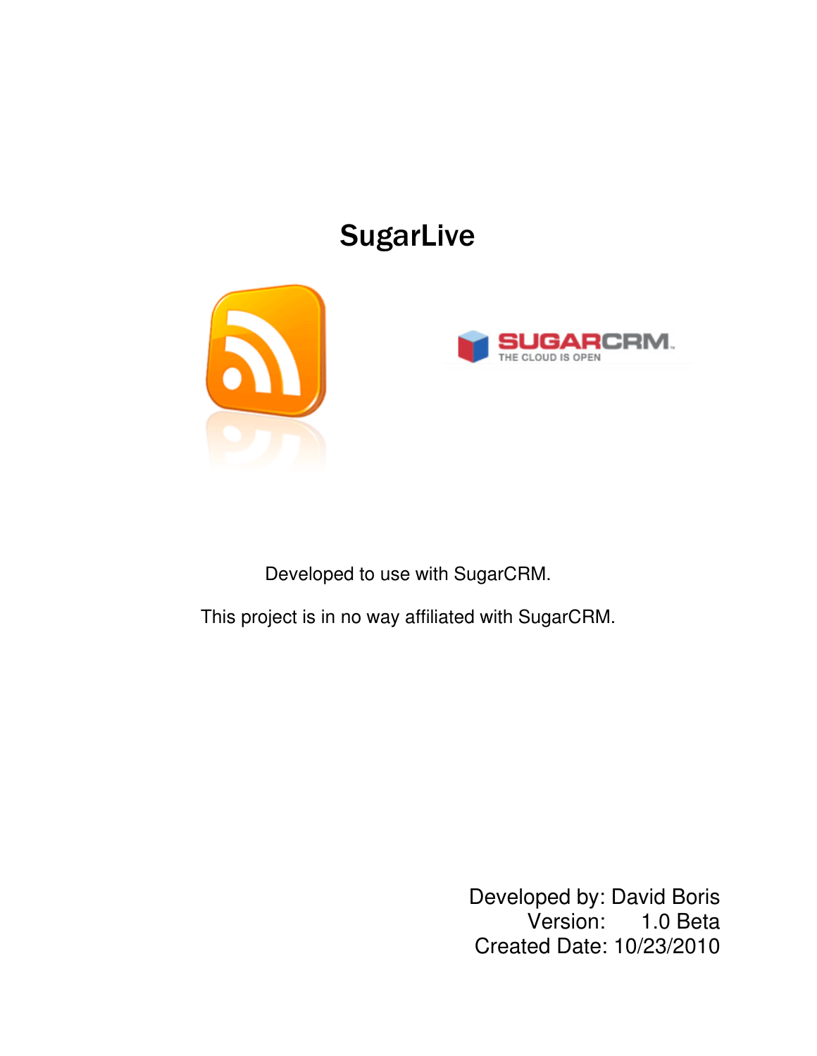# SugarLive

Developed to use with SugarCRM.

This project is in no way affiliated with SugarCRM.

Developed by: David Boris
Version: 1.0 Beta
Created Date: 10/23/2010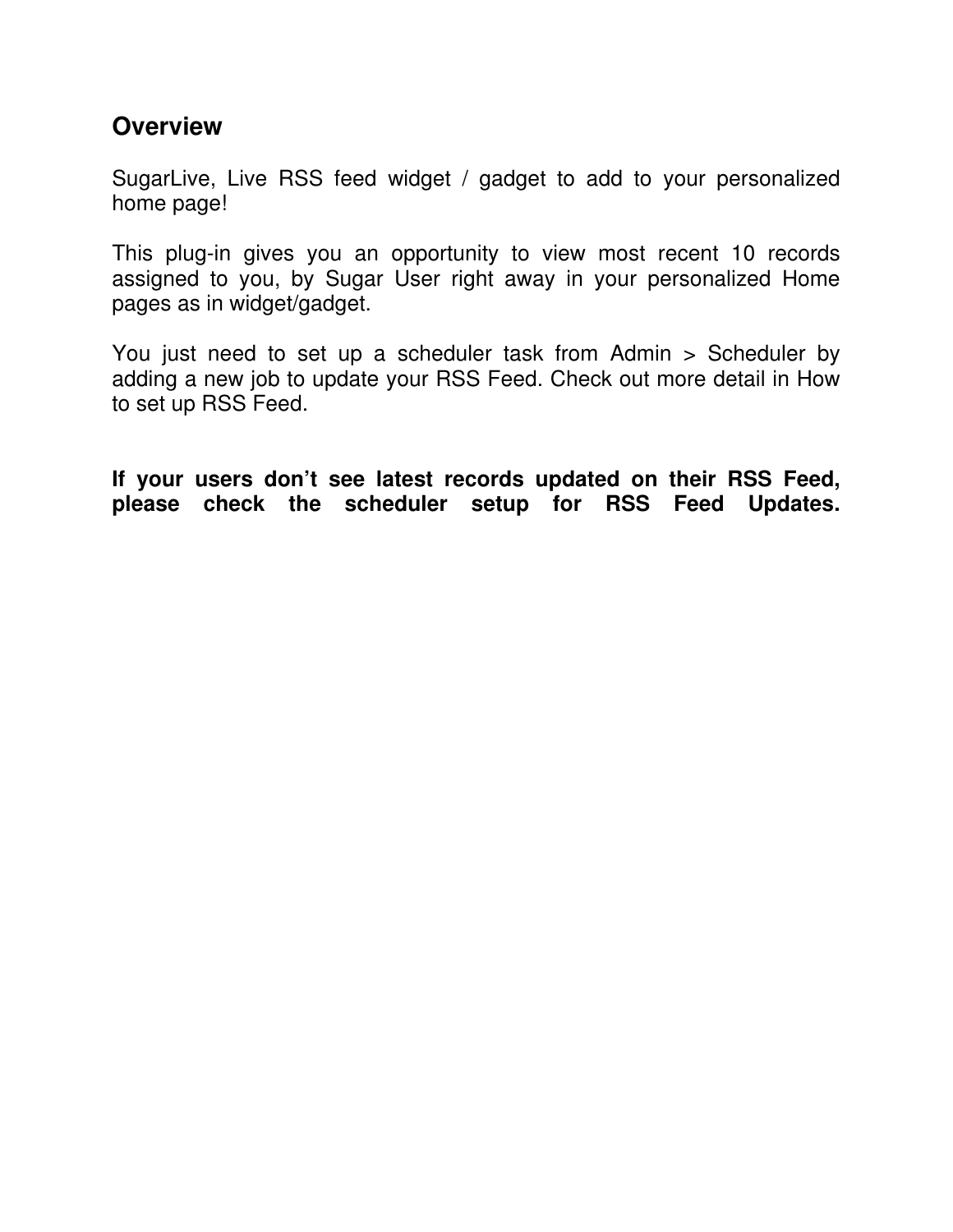## Overview

SugarLive, Live RSS feed widget / gadget to add to your personalized home page!

This plug-in gives you an opportunity to view most recent 10 records assigned to you, by Sugar User right away in your personalized Home pages as in widget/gadget.

You just need to set up a scheduler task from Admin > Scheduler by adding a new job to update your RSS Feed. Check out more detail in How to set up RSS Feed.

**If your users don't see latest records updated on their RSS Feed, please check the scheduler setup for RSS Feed Updates.**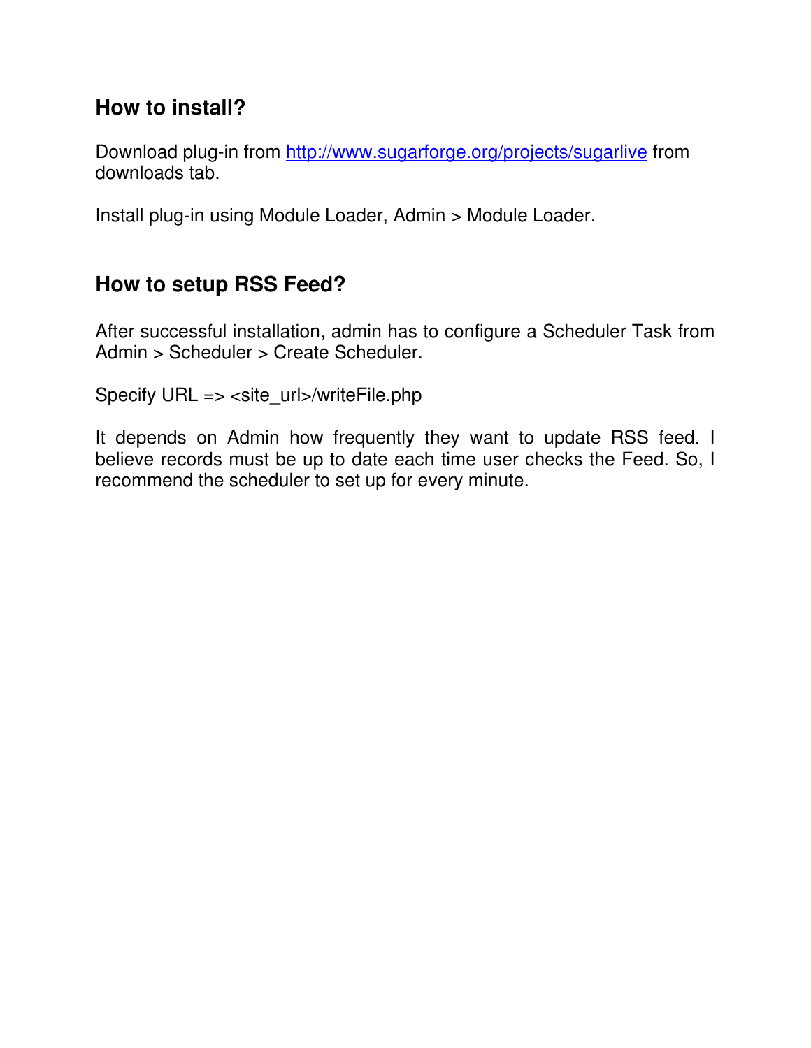## How to install?

Download plug-in from [http://www.sugarforge.org/projects/sugarlive](http://www.sugarforge.org/projects/sugarlive) from downloads tab.

Install plug-in using Module Loader, Admin > Module Loader.

## How to setup RSS Feed?

After successful installation, admin has to configure a Scheduler Task from Admin > Scheduler > Create Scheduler.

Specify URL => <site_url>/writeFile.php

It depends on Admin how frequently they want to update RSS feed. I believe records must be up to date each time user checks the Feed. So, I recommend the scheduler to set up for every minute.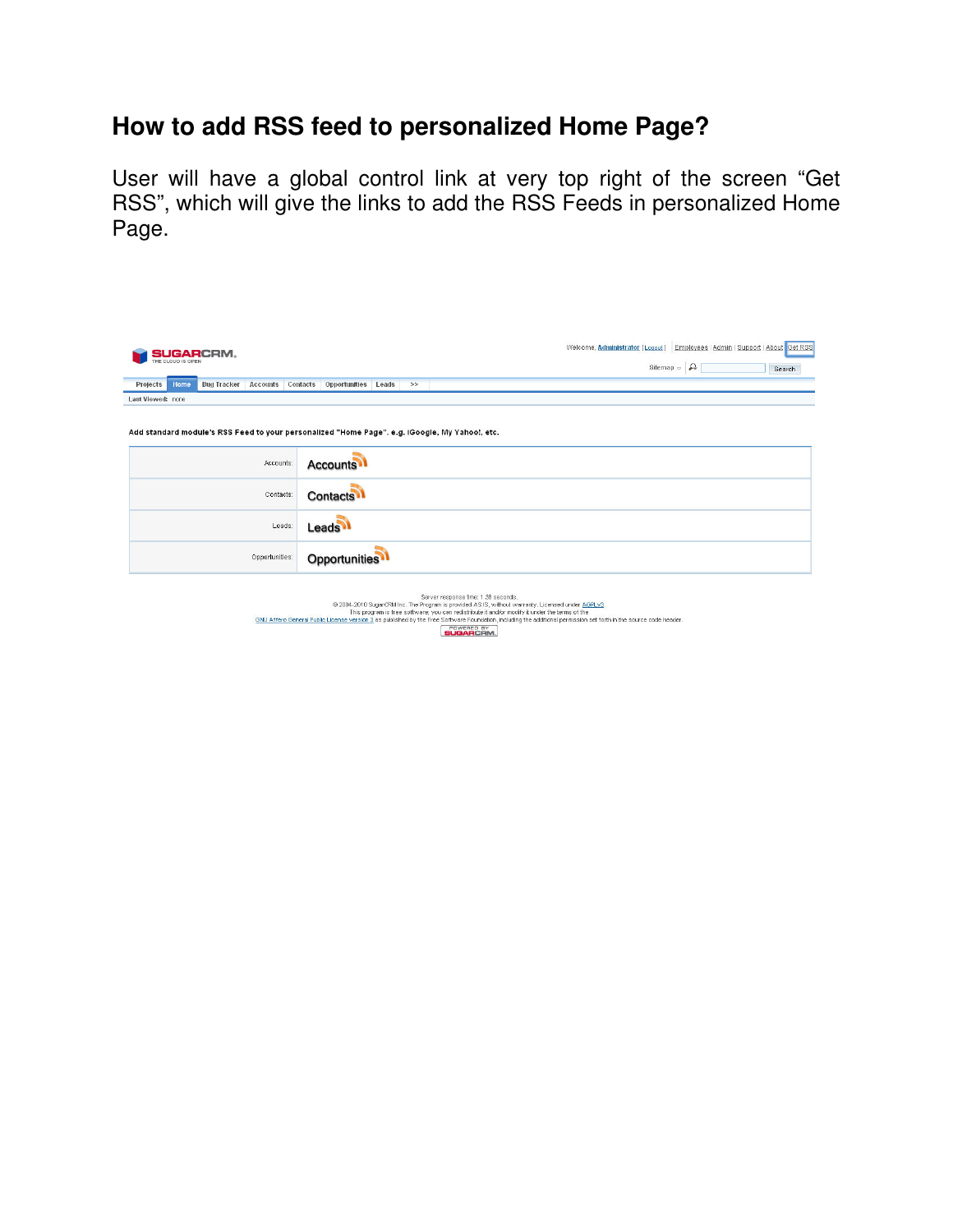# How to add RSS feed to personalized Home Page?

User will have a global control link at very top right of the screen "Get RSS", which will give the links to add the RSS Feeds in personalized Home Page.

Welcome, Administrator | Logout | Employees | Admin | Support | About | Get RSS

Sitemap | Search

Projects | Home | Bug Tracker | Accounts | Contacts | Opportunities | Leads | >>

Last Viewed: none

**Add standard module's RSS Feed to your personalized "Home Page". e.g. iGoogle, My Yahoo!, etc.**

| | |
|---|---|
| Accounts: | Accounts |
| Contacts: | Contacts |
| Leads: | Leads |
| Opportunities: | Opportunities |

Server response time: 1.36 seconds.
© 2004-2010 SugarCRM Inc. The Program is provided AS IS, without warranty. Licensed under AGPLv3.
This program is free software; you can redistribute it and/or modify it under the terms of the
GNU Affero General Public License version 3 as published by the Free Software Foundation, including the additional permission set forth in the source code header.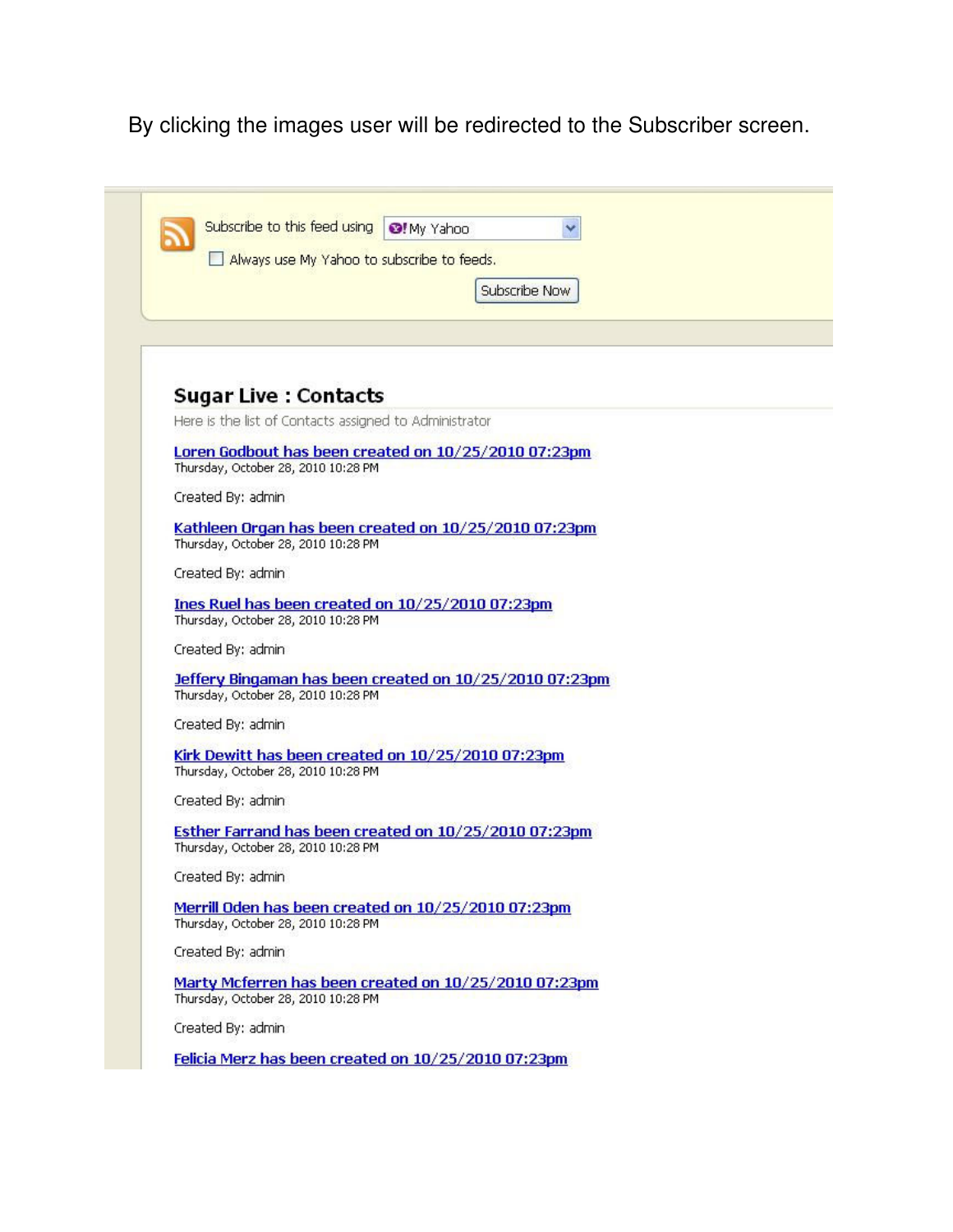By clicking the images user will be redirected to the Subscriber screen.

Subscribe to this feed using My Yahoo

Always use My Yahoo to subscribe to feeds.

Subscribe Now

## Sugar Live : Contacts

Here is the list of Contacts assigned to Administrator

**Loren Godbout has been created on 10/25/2010 07:23pm**
Thursday, October 28, 2010 10:28 PM

Created By: admin

**Kathleen Organ has been created on 10/25/2010 07:23pm**
Thursday, October 28, 2010 10:28 PM

Created By: admin

**Ines Ruel has been created on 10/25/2010 07:23pm**
Thursday, October 28, 2010 10:28 PM

Created By: admin

**Jeffery Bingaman has been created on 10/25/2010 07:23pm**
Thursday, October 28, 2010 10:28 PM

Created By: admin

**Kirk Dewitt has been created on 10/25/2010 07:23pm**
Thursday, October 28, 2010 10:28 PM

Created By: admin

**Esther Farrand has been created on 10/25/2010 07:23pm**
Thursday, October 28, 2010 10:28 PM

Created By: admin

**Merrill Oden has been created on 10/25/2010 07:23pm**
Thursday, October 28, 2010 10:28 PM

Created By: admin

**Marty Mcferren has been created on 10/25/2010 07:23pm**
Thursday, October 28, 2010 10:28 PM

Created By: admin

**Felicia Merz has been created on 10/25/2010 07:23pm**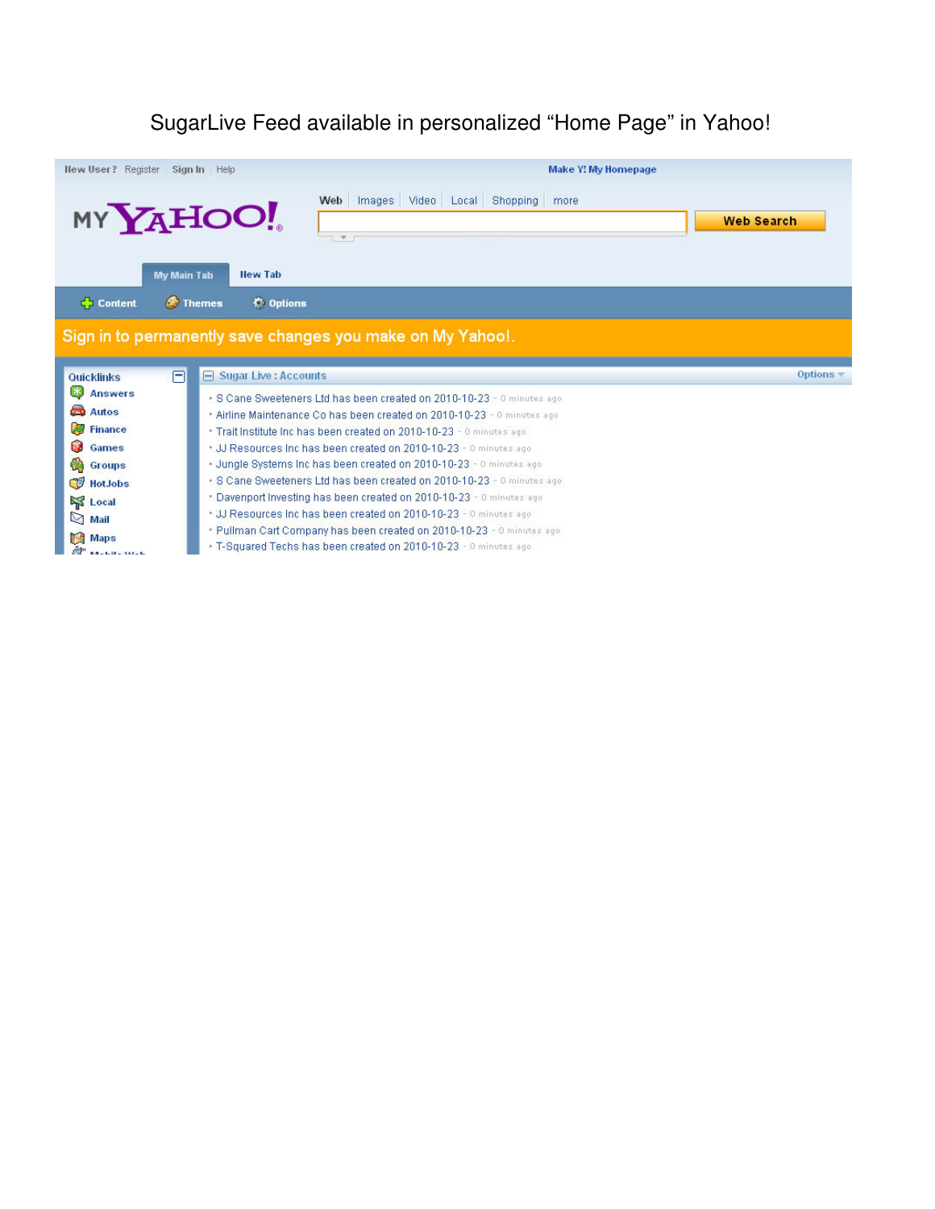SugarLive Feed available in personalized “Home Page” in Yahoo!

New User? Register Sign In Help

Make Y! My Homepage

MY YAHOO!

Web Images Video Local Shopping more

Web Search

My Main Tab New Tab

Content Themes Options

Sign in to permanently save changes you make on My Yahoo!.

Quicklinks

- Answers
- Autos
- Finance
- Games
- Groups
- HotJobs
- Local
- Mail
- Maps

Sugar Live : Accounts Options

- S Cane Sweeteners Ltd has been created on 2010-10-23 - 0 minutes ago
- Airline Maintenance Co has been created on 2010-10-23 - 0 minutes ago
- Trait Institute Inc has been created on 2010-10-23 - 0 minutes ago
- JJ Resources Inc has been created on 2010-10-23 - 0 minutes ago
- Jungle Systems Inc has been created on 2010-10-23 - 0 minutes ago
- S Cane Sweeteners Ltd has been created on 2010-10-23 - 0 minutes ago
- Davenport Investing has been created on 2010-10-23 - 0 minutes ago
- JJ Resources Inc has been created on 2010-10-23 - 0 minutes ago
- Pullman Cart Company has been created on 2010-10-23 - 0 minutes ago
- T-Squared Techs has been created on 2010-10-23 - 0 minutes ago